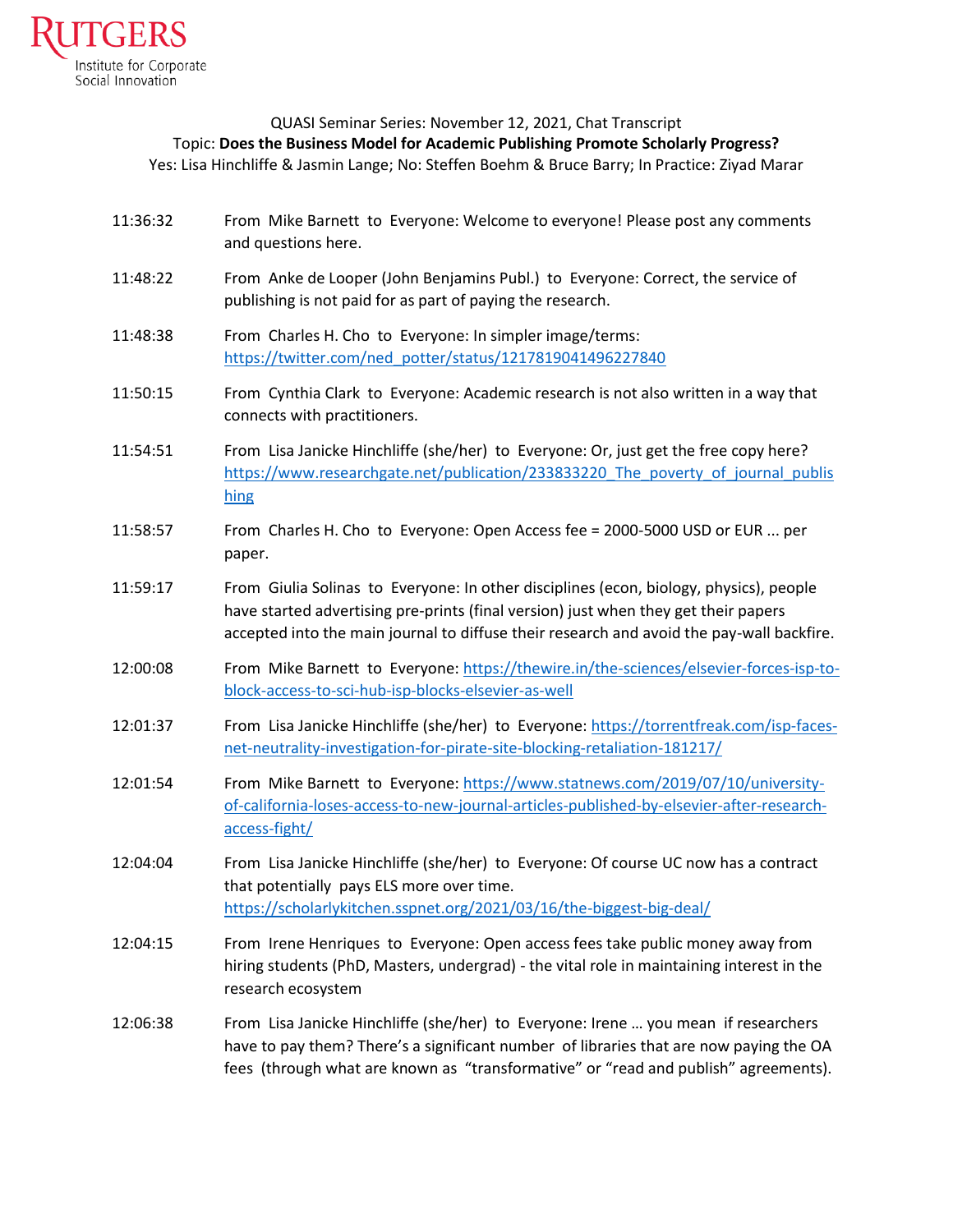Rutgers Institute for Corporate Social Innovation

QUASI Seminar Series: November 12, 2021, Chat Transcript

Topic: **Does the Business Model for Academic Publishing Promote Scholarly Progress?**

Yes: Lisa Hinchliffe & Jasmin Lange; No: Steffen Boehm & Bruce Barry; In Practice: Ziyad Marar

| | |
|---|---|
| 11:36:32 | From Mike Barnett to Everyone: Welcome to everyone! Please post any comments and questions here. |
| 11:48:22 | From Anke de Looper (John Benjamins Publ.) to Everyone: Correct, the service of publishing is not paid for as part of paying the research. |
| 11:48:38 | From Charles H. Cho to Everyone: In simpler image/terms: https://twitter.com/ned_potter/status/1217819041496227840 |
| 11:50:15 | From Cynthia Clark to Everyone: Academic research is not also written in a way that connects with practitioners. |
| 11:54:51 | From Lisa Janicke Hinchliffe (she/her) to Everyone: Or, just get the free copy here? https://www.researchgate.net/publication/233833220_The_poverty_of_journal_publishing |
| 11:58:57 | From Charles H. Cho to Everyone: Open Access fee = 2000-5000 USD or EUR ... per paper. |
| 11:59:17 | From Giulia Solinas to Everyone: In other disciplines (econ, biology, physics), people have started advertising pre-prints (final version) just when they get their papers accepted into the main journal to diffuse their research and avoid the pay-wall backfire. |
| 12:00:08 | From Mike Barnett to Everyone: https://thewire.in/the-sciences/elsevier-forces-isp-to-block-access-to-sci-hub-isp-blocks-elsevier-as-well |
| 12:01:37 | From Lisa Janicke Hinchliffe (she/her) to Everyone: https://torrentfreak.com/isp-faces-net-neutrality-investigation-for-pirate-site-blocking-retaliation-181217/ |
| 12:01:54 | From Mike Barnett to Everyone: https://www.statnews.com/2019/07/10/university-of-california-loses-access-to-new-journal-articles-published-by-elsevier-after-research-access-fight/ |
| 12:04:04 | From Lisa Janicke Hinchliffe (she/her) to Everyone: Of course UC now has a contract that potentially pays ELS more over time. https://scholarlykitchen.sspnet.org/2021/03/16/the-biggest-big-deal/ |
| 12:04:15 | From Irene Henriques to Everyone: Open access fees take public money away from hiring students (PhD, Masters, undergrad) - the vital role in maintaining interest in the research ecosystem |
| 12:06:38 | From Lisa Janicke Hinchliffe (she/her) to Everyone: Irene … you mean if researchers have to pay them? There's a significant number of libraries that are now paying the OA fees (through what are known as "transformative" or "read and publish" agreements). |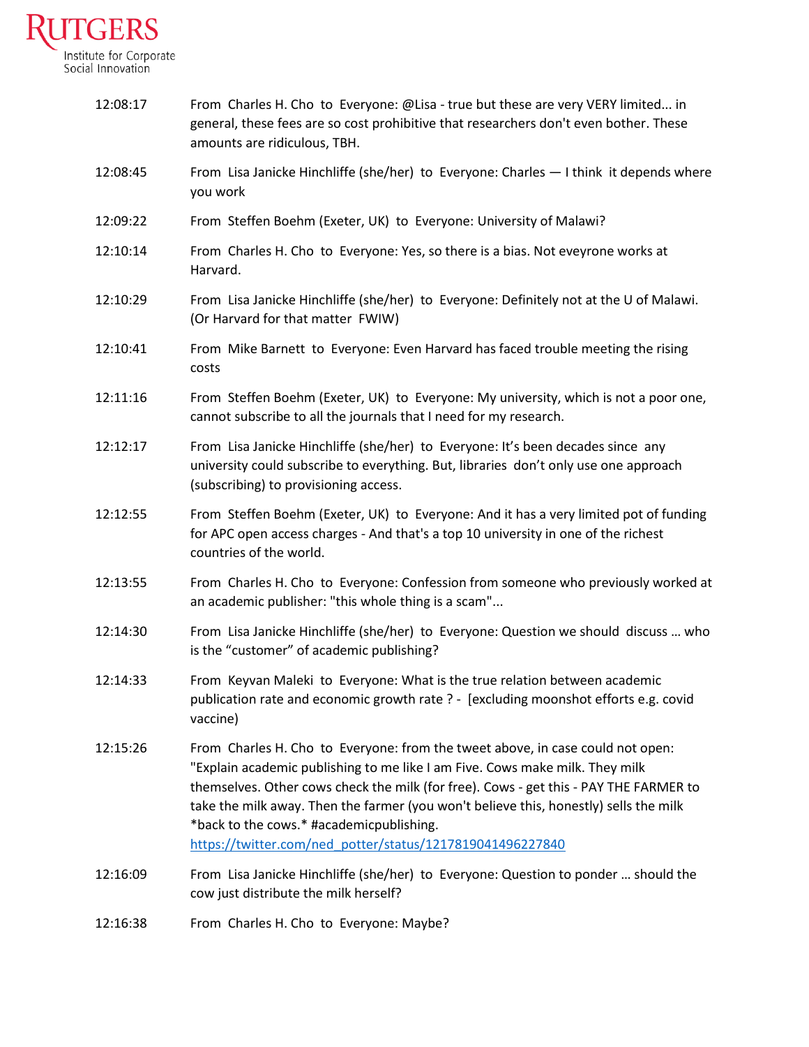12:08:17 From Charles H. Cho to Everyone: @Lisa - true but these are very VERY limited... in general, these fees are so cost prohibitive that researchers don't even bother. These amounts are ridiculous, TBH.

12:08:45 From Lisa Janicke Hinchliffe (she/her) to Everyone: Charles — I think it depends where you work

12:09:22 From Steffen Boehm (Exeter, UK) to Everyone: University of Malawi?

12:10:14 From Charles H. Cho to Everyone: Yes, so there is a bias. Not eveyrone works at Harvard.

12:10:29 From Lisa Janicke Hinchliffe (she/her) to Everyone: Definitely not at the U of Malawi. (Or Harvard for that matter FWIW)

12:10:41 From Mike Barnett to Everyone: Even Harvard has faced trouble meeting the rising costs

12:11:16 From Steffen Boehm (Exeter, UK) to Everyone: My university, which is not a poor one, cannot subscribe to all the journals that I need for my research.

12:12:17 From Lisa Janicke Hinchliffe (she/her) to Everyone: It's been decades since any university could subscribe to everything. But, libraries don't only use one approach (subscribing) to provisioning access.

12:12:55 From Steffen Boehm (Exeter, UK) to Everyone: And it has a very limited pot of funding for APC open access charges - And that's a top 10 university in one of the richest countries of the world.

12:13:55 From Charles H. Cho to Everyone: Confession from someone who previously worked at an academic publisher: "this whole thing is a scam"...

12:14:30 From Lisa Janicke Hinchliffe (she/her) to Everyone: Question we should discuss … who is the "customer" of academic publishing?

12:14:33 From Keyvan Maleki to Everyone: What is the true relation between academic publication rate and economic growth rate ? - [excluding moonshot efforts e.g. covid vaccine)

12:15:26 From Charles H. Cho to Everyone: from the tweet above, in case could not open: "Explain academic publishing to me like I am Five. Cows make milk. They milk themselves. Other cows check the milk (for free). Cows - get this - PAY THE FARMER to take the milk away. Then the farmer (you won't believe this, honestly) sells the milk *back to the cows.* #academicpublishing. https://twitter.com/ned_potter/status/1217819041496227840

12:16:09 From Lisa Janicke Hinchliffe (she/her) to Everyone: Question to ponder … should the cow just distribute the milk herself?

12:16:38 From Charles H. Cho to Everyone: Maybe?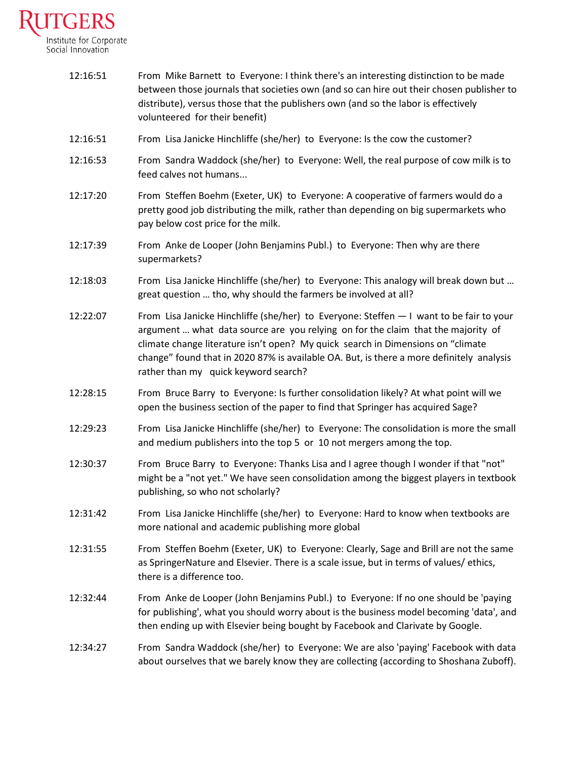| | |
|---|---|
| 12:16:51 | From Mike Barnett to Everyone: I think there's an interesting distinction to be made between those journals that societies own (and so can hire out their chosen publisher to distribute), versus those that the publishers own (and so the labor is effectively volunteered for their benefit) |
| 12:16:51 | From Lisa Janicke Hinchliffe (she/her) to Everyone: Is the cow the customer? |
| 12:16:53 | From Sandra Waddock (she/her) to Everyone: Well, the real purpose of cow milk is to feed calves not humans... |
| 12:17:20 | From Steffen Boehm (Exeter, UK) to Everyone: A cooperative of farmers would do a pretty good job distributing the milk, rather than depending on big supermarkets who pay below cost price for the milk. |
| 12:17:39 | From Anke de Looper (John Benjamins Publ.) to Everyone: Then why are there supermarkets? |
| 12:18:03 | From Lisa Janicke Hinchliffe (she/her) to Everyone: This analogy will break down but … great question … tho, why should the farmers be involved at all? |
| 12:22:07 | From Lisa Janicke Hinchliffe (she/her) to Everyone: Steffen — I want to be fair to your argument … what data source are you relying on for the claim that the majority of climate change literature isn't open? My quick search in Dimensions on "climate change" found that in 2020 87% is available OA. But, is there a more definitely analysis rather than my quick keyword search? |
| 12:28:15 | From Bruce Barry to Everyone: Is further consolidation likely? At what point will we open the business section of the paper to find that Springer has acquired Sage? |
| 12:29:23 | From Lisa Janicke Hinchliffe (she/her) to Everyone: The consolidation is more the small and medium publishers into the top 5 or 10 not mergers among the top. |
| 12:30:37 | From Bruce Barry to Everyone: Thanks Lisa and I agree though I wonder if that "not" might be a "not yet." We have seen consolidation among the biggest players in textbook publishing, so who not scholarly? |
| 12:31:42 | From Lisa Janicke Hinchliffe (she/her) to Everyone: Hard to know when textbooks are more national and academic publishing more global |
| 12:31:55 | From Steffen Boehm (Exeter, UK) to Everyone: Clearly, Sage and Brill are not the same as SpringerNature and Elsevier. There is a scale issue, but in terms of values/ ethics, there is a difference too. |
| 12:32:44 | From Anke de Looper (John Benjamins Publ.) to Everyone: If no one should be 'paying for publishing', what you should worry about is the business model becoming 'data', and then ending up with Elsevier being bought by Facebook and Clarivate by Google. |
| 12:34:27 | From Sandra Waddock (she/her) to Everyone: We are also 'paying' Facebook with data about ourselves that we barely know they are collecting (according to Shoshana Zuboff). |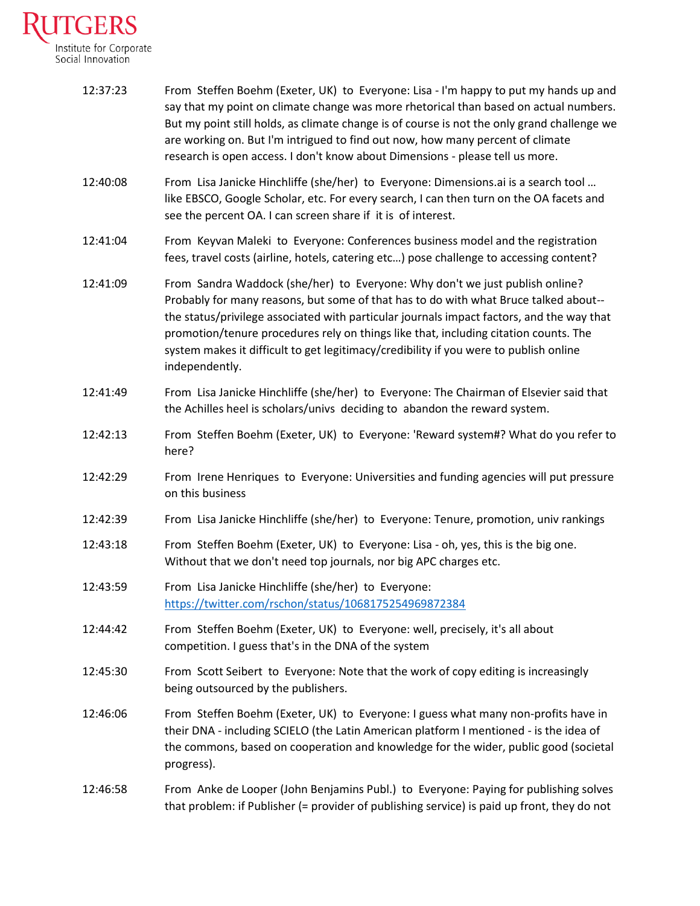12:37:23 From Steffen Boehm (Exeter, UK) to Everyone: Lisa - I'm happy to put my hands up and say that my point on climate change was more rhetorical than based on actual numbers. But my point still holds, as climate change is of course is not the only grand challenge we are working on. But I'm intrigued to find out now, how many percent of climate research is open access. I don't know about Dimensions - please tell us more.

12:40:08 From Lisa Janicke Hinchliffe (she/her) to Everyone: Dimensions.ai is a search tool … like EBSCO, Google Scholar, etc. For every search, I can then turn on the OA facets and see the percent OA. I can screen share if it is of interest.

12:41:04 From Keyvan Maleki to Everyone: Conferences business model and the registration fees, travel costs (airline, hotels, catering etc…) pose challenge to accessing content?

12:41:09 From Sandra Waddock (she/her) to Everyone: Why don't we just publish online? Probably for many reasons, but some of that has to do with what Bruce talked about--the status/privilege associated with particular journals impact factors, and the way that promotion/tenure procedures rely on things like that, including citation counts. The system makes it difficult to get legitimacy/credibility if you were to publish online independently.

12:41:49 From Lisa Janicke Hinchliffe (she/her) to Everyone: The Chairman of Elsevier said that the Achilles heel is scholars/univs deciding to abandon the reward system.

12:42:13 From Steffen Boehm (Exeter, UK) to Everyone: 'Reward system#? What do you refer to here?

12:42:29 From Irene Henriques to Everyone: Universities and funding agencies will put pressure on this business

12:42:39 From Lisa Janicke Hinchliffe (she/her) to Everyone: Tenure, promotion, univ rankings

12:43:18 From Steffen Boehm (Exeter, UK) to Everyone: Lisa - oh, yes, this is the big one. Without that we don't need top journals, nor big APC charges etc.

12:43:59 From Lisa Janicke Hinchliffe (she/her) to Everyone: https://twitter.com/rschon/status/1068175254969872384

12:44:42 From Steffen Boehm (Exeter, UK) to Everyone: well, precisely, it's all about competition. I guess that's in the DNA of the system

12:45:30 From Scott Seibert to Everyone: Note that the work of copy editing is increasingly being outsourced by the publishers.

12:46:06 From Steffen Boehm (Exeter, UK) to Everyone: I guess what many non-profits have in their DNA - including SCIELO (the Latin American platform I mentioned - is the idea of the commons, based on cooperation and knowledge for the wider, public good (societal progress).

12:46:58 From Anke de Looper (John Benjamins Publ.) to Everyone: Paying for publishing solves that problem: if Publisher (= provider of publishing service) is paid up front, they do not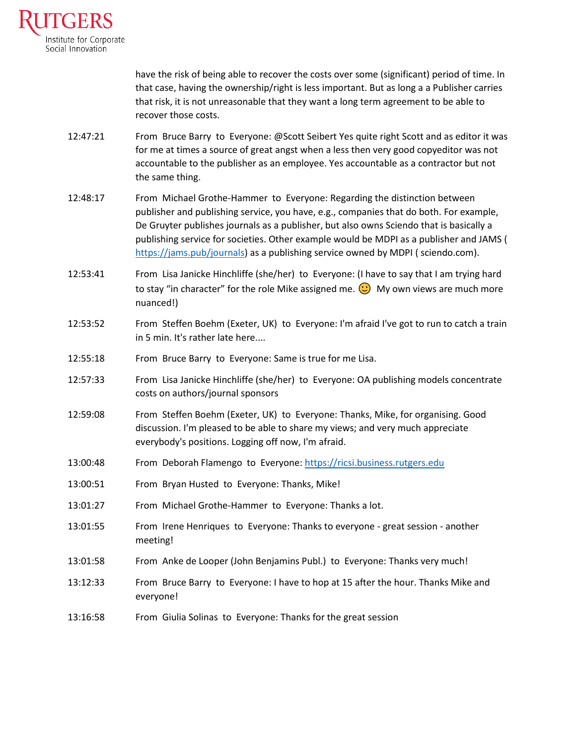have the risk of being able to recover the costs over some (significant) period of time. In that case, having the ownership/right is less important. But as long a a Publisher carries that risk, it is not unreasonable that they want a long term agreement to be able to recover those costs.

12:47:21 From Bruce Barry to Everyone: @Scott Seibert Yes quite right Scott and as editor it was for me at times a source of great angst when a less then very good copyeditor was not accountable to the publisher as an employee. Yes accountable as a contractor but not the same thing.

12:48:17 From Michael Grothe-Hammer to Everyone: Regarding the distinction between publisher and publishing service, you have, e.g., companies that do both. For example, De Gruyter publishes journals as a publisher, but also owns Sciendo that is basically a publishing service for societies. Other example would be MDPI as a publisher and JAMS ( https://jams.pub/journals) as a publishing service owned by MDPI ( sciendo.com).

12:53:41 From Lisa Janicke Hinchliffe (she/her) to Everyone: (I have to say that I am trying hard to stay "in character" for the role Mike assigned me. 🙂 My own views are much more nuanced!)

12:53:52 From Steffen Boehm (Exeter, UK) to Everyone: I'm afraid I've got to run to catch a train in 5 min. It's rather late here....

12:55:18 From Bruce Barry to Everyone: Same is true for me Lisa.

12:57:33 From Lisa Janicke Hinchliffe (she/her) to Everyone: OA publishing models concentrate costs on authors/journal sponsors

12:59:08 From Steffen Boehm (Exeter, UK) to Everyone: Thanks, Mike, for organising. Good discussion. I'm pleased to be able to share my views; and very much appreciate everybody's positions. Logging off now, I'm afraid.

13:00:48 From Deborah Flamengo to Everyone: https://ricsi.business.rutgers.edu

13:00:51 From Bryan Husted to Everyone: Thanks, Mike!

13:01:27 From Michael Grothe-Hammer to Everyone: Thanks a lot.

13:01:55 From Irene Henriques to Everyone: Thanks to everyone - great session - another meeting!

13:01:58 From Anke de Looper (John Benjamins Publ.) to Everyone: Thanks very much!

13:12:33 From Bruce Barry to Everyone: I have to hop at 15 after the hour. Thanks Mike and everyone!

13:16:58 From Giulia Solinas to Everyone: Thanks for the great session